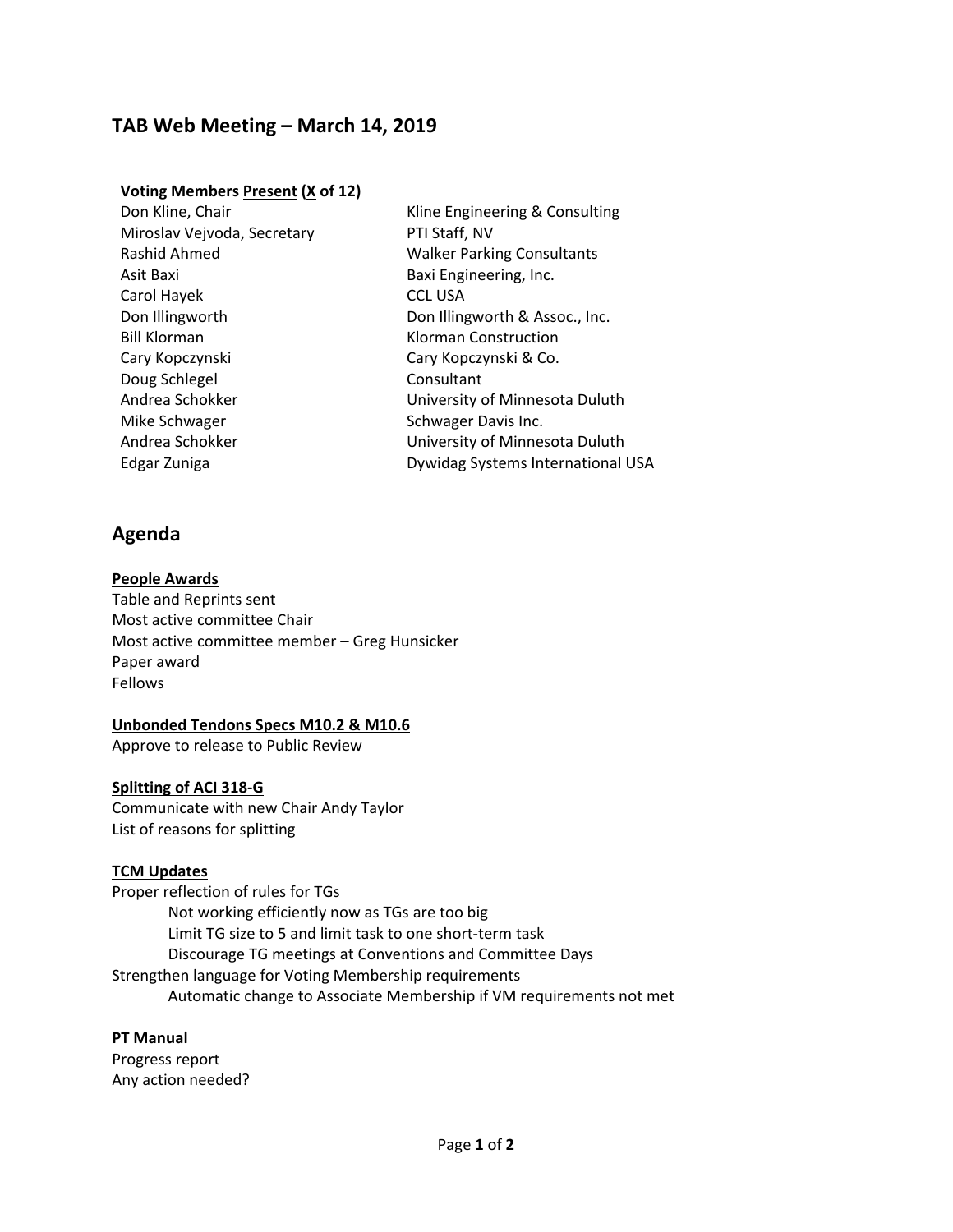# TAB Web Meeting – March 14, 2019

**Voting Members <u>Present</u> (<u>X</u> of 12)**

| | |
|---|---|
| Don Kline, Chair | Kline Engineering & Consulting |
| Miroslav Vejvoda, Secretary | PTI Staff, NV |
| Rashid Ahmed | Walker Parking Consultants |
| Asit Baxi | Baxi Engineering, Inc. |
| Carol Hayek | CCL USA |
| Don Illingworth | Don Illingworth & Assoc., Inc. |
| Bill Klorman | Klorman Construction |
| Cary Kopczynski | Cary Kopczynski & Co. |
| Doug Schlegel | Consultant |
| Andrea Schokker | University of Minnesota Duluth |
| Mike Schwager | Schwager Davis Inc. |
| Andrea Schokker | University of Minnesota Duluth |
| Edgar Zuniga | Dywidag Systems International USA |

## Agenda

**<u>People Awards</u>**

Table and Reprints sent
Most active committee Chair
Most active committee member – Greg Hunsicker
Paper award
Fellows

**<u>Unbonded Tendons Specs M10.2 & M10.6</u>**

Approve to release to Public Review

**<u>Splitting of ACI 318-G</u>**

Communicate with new Chair Andy Taylor
List of reasons for splitting

**<u>TCM Updates</u>**

Proper reflection of rules for TGs
- Not working efficiently now as TGs are too big
- Limit TG size to 5 and limit task to one short-term task
- Discourage TG meetings at Conventions and Committee Days

Strengthen language for Voting Membership requirements
- Automatic change to Associate Membership if VM requirements not met

**<u>PT Manual</u>**

Progress report
Any action needed?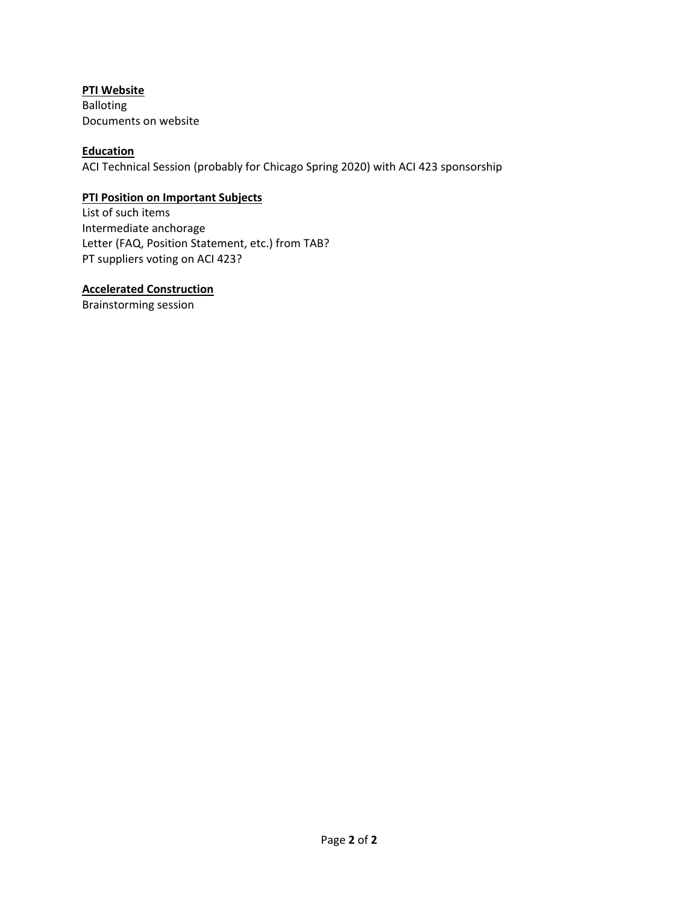**PTI Website**

Balloting

Documents on website

**Education**

ACI Technical Session (probably for Chicago Spring 2020) with ACI 423 sponsorship

**PTI Position on Important Subjects**

List of such items

Intermediate anchorage

Letter (FAQ, Position Statement, etc.) from TAB?

PT suppliers voting on ACI 423?

**Accelerated Construction**

Brainstorming session